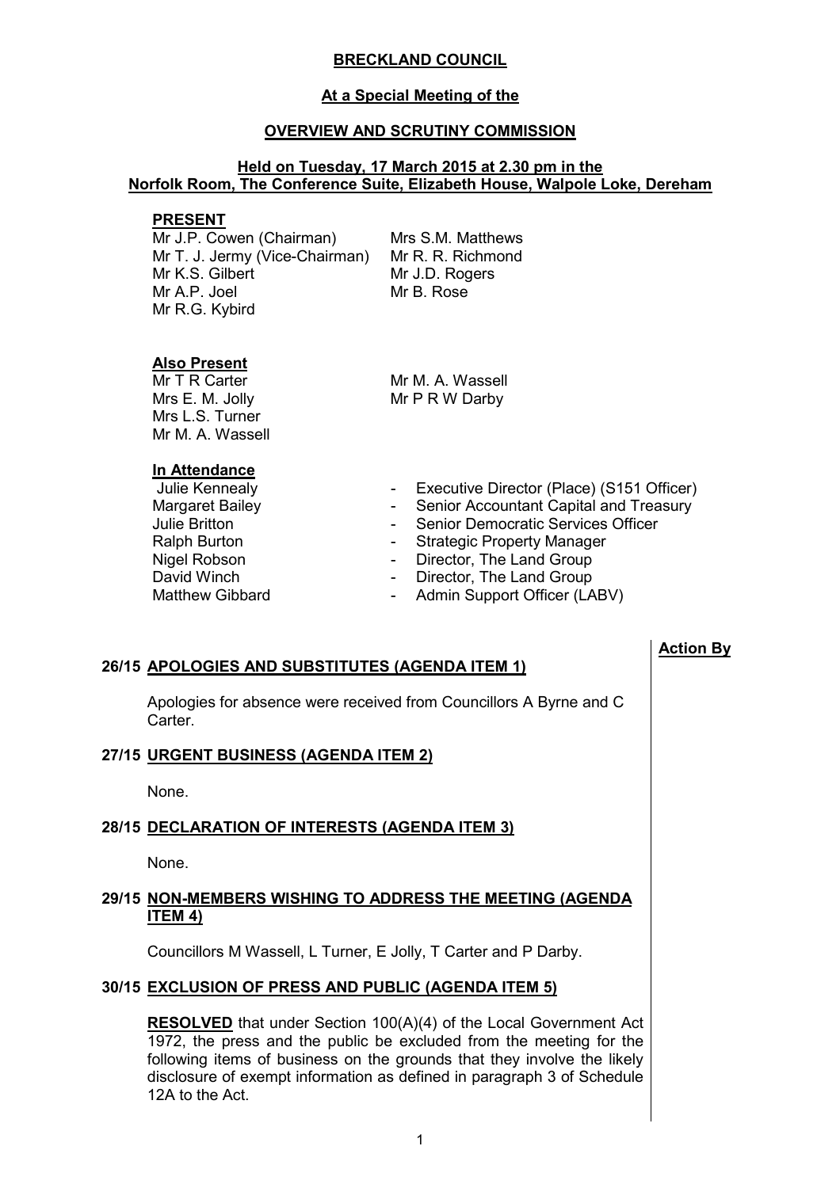**BRECKLAND COUNCIL**

**At a Special Meeting of the**

**OVERVIEW AND SCRUTINY COMMISSION**

**Held on Tuesday, 17 March 2015 at 2.30 pm in the Norfolk Room, The Conference Suite, Elizabeth House, Walpole Loke, Dereham**

**PRESENT**

Mr J.P. Cowen (Chairman)
Mr T. J. Jermy (Vice-Chairman)
Mr K.S. Gilbert
Mr A.P. Joel
Mr R.G. Kybird
Mrs S.M. Matthews
Mr R. R. Richmond
Mr J.D. Rogers
Mr B. Rose

**Also Present**

Mr T R Carter
Mrs E. M. Jolly
Mrs L.S. Turner
Mr M. A. Wassell
Mr M. A. Wassell
Mr P R W Darby

**In Attendance**

| | |
|---|---|
| Julie Kennealy | - Executive Director (Place) (S151 Officer) |
| Margaret Bailey | - Senior Accountant Capital and Treasury |
| Julie Britton | - Senior Democratic Services Officer |
| Ralph Burton | - Strategic Property Manager |
| Nigel Robson | - Director, The Land Group |
| David Winch | - Director, The Land Group |
| Matthew Gibbard | - Admin Support Officer (LABV) |

**Action By**

**26/15 APOLOGIES AND SUBSTITUTES (AGENDA ITEM 1)**

Apologies for absence were received from Councillors A Byrne and C Carter.

**27/15 URGENT BUSINESS (AGENDA ITEM 2)**

None.

**28/15 DECLARATION OF INTERESTS (AGENDA ITEM 3)**

None.

**29/15 NON-MEMBERS WISHING TO ADDRESS THE MEETING (AGENDA ITEM 4)**

Councillors M Wassell, L Turner, E Jolly, T Carter and P Darby.

**30/15 EXCLUSION OF PRESS AND PUBLIC (AGENDA ITEM 5)**

**RESOLVED** that under Section 100(A)(4) of the Local Government Act 1972, the press and the public be excluded from the meeting for the following items of business on the grounds that they involve the likely disclosure of exempt information as defined in paragraph 3 of Schedule 12A to the Act.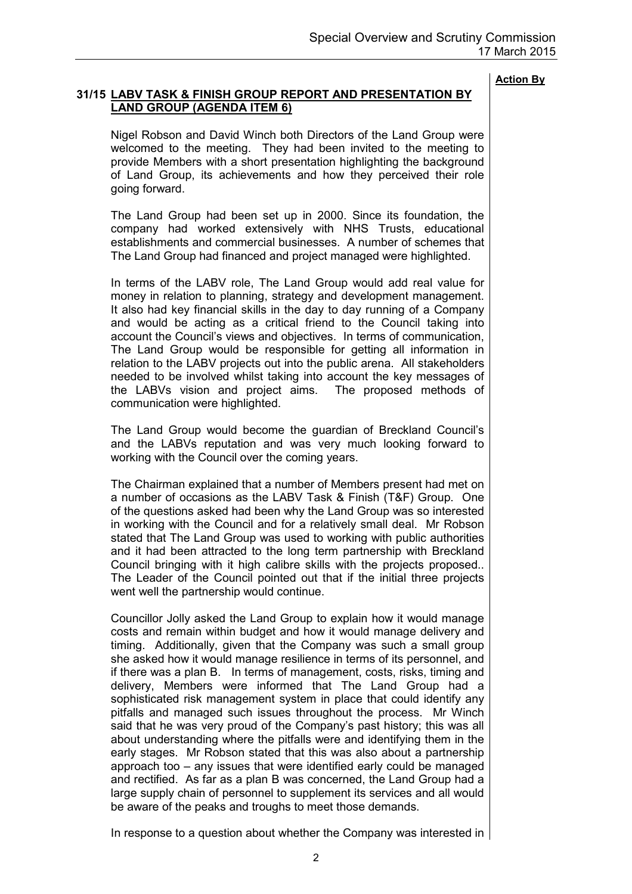**Action By**

### 31/15 LABV TASK & FINISH GROUP REPORT AND PRESENTATION BY LAND GROUP (AGENDA ITEM 6)

Nigel Robson and David Winch both Directors of the Land Group were welcomed to the meeting. They had been invited to the meeting to provide Members with a short presentation highlighting the background of Land Group, its achievements and how they perceived their role going forward.

The Land Group had been set up in 2000. Since its foundation, the company had worked extensively with NHS Trusts, educational establishments and commercial businesses. A number of schemes that The Land Group had financed and project managed were highlighted.

In terms of the LABV role, The Land Group would add real value for money in relation to planning, strategy and development management. It also had key financial skills in the day to day running of a Company and would be acting as a critical friend to the Council taking into account the Council's views and objectives. In terms of communication, The Land Group would be responsible for getting all information in relation to the LABV projects out into the public arena. All stakeholders needed to be involved whilst taking into account the key messages of the LABVs vision and project aims. The proposed methods of communication were highlighted.

The Land Group would become the guardian of Breckland Council's and the LABVs reputation and was very much looking forward to working with the Council over the coming years.

The Chairman explained that a number of Members present had met on a number of occasions as the LABV Task & Finish (T&F) Group. One of the questions asked had been why the Land Group was so interested in working with the Council and for a relatively small deal. Mr Robson stated that The Land Group was used to working with public authorities and it had been attracted to the long term partnership with Breckland Council bringing with it high calibre skills with the projects proposed.. The Leader of the Council pointed out that if the initial three projects went well the partnership would continue.

Councillor Jolly asked the Land Group to explain how it would manage costs and remain within budget and how it would manage delivery and timing. Additionally, given that the Company was such a small group she asked how it would manage resilience in terms of its personnel, and if there was a plan B. In terms of management, costs, risks, timing and delivery, Members were informed that The Land Group had a sophisticated risk management system in place that could identify any pitfalls and managed such issues throughout the process. Mr Winch said that he was very proud of the Company's past history; this was all about understanding where the pitfalls were and identifying them in the early stages. Mr Robson stated that this was also about a partnership approach too – any issues that were identified early could be managed and rectified. As far as a plan B was concerned, the Land Group had a large supply chain of personnel to supplement its services and all would be aware of the peaks and troughs to meet those demands.

In response to a question about whether the Company was interested in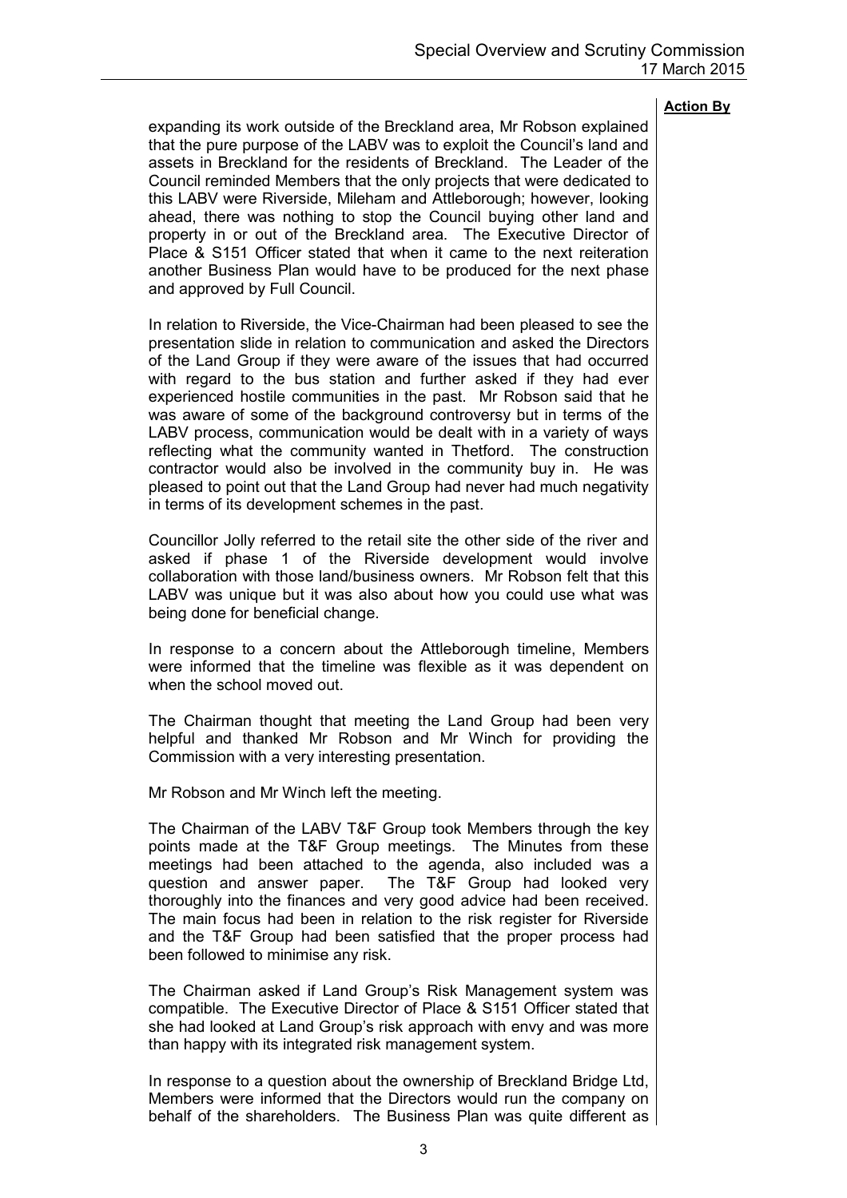**Action By**

expanding its work outside of the Breckland area, Mr Robson explained that the pure purpose of the LABV was to exploit the Council's land and assets in Breckland for the residents of Breckland. The Leader of the Council reminded Members that the only projects that were dedicated to this LABV were Riverside, Mileham and Attleborough; however, looking ahead, there was nothing to stop the Council buying other land and property in or out of the Breckland area. The Executive Director of Place & S151 Officer stated that when it came to the next reiteration another Business Plan would have to be produced for the next phase and approved by Full Council.

In relation to Riverside, the Vice-Chairman had been pleased to see the presentation slide in relation to communication and asked the Directors of the Land Group if they were aware of the issues that had occurred with regard to the bus station and further asked if they had ever experienced hostile communities in the past. Mr Robson said that he was aware of some of the background controversy but in terms of the LABV process, communication would be dealt with in a variety of ways reflecting what the community wanted in Thetford. The construction contractor would also be involved in the community buy in. He was pleased to point out that the Land Group had never had much negativity in terms of its development schemes in the past.

Councillor Jolly referred to the retail site the other side of the river and asked if phase 1 of the Riverside development would involve collaboration with those land/business owners. Mr Robson felt that this LABV was unique but it was also about how you could use what was being done for beneficial change.

In response to a concern about the Attleborough timeline, Members were informed that the timeline was flexible as it was dependent on when the school moved out.

The Chairman thought that meeting the Land Group had been very helpful and thanked Mr Robson and Mr Winch for providing the Commission with a very interesting presentation.

Mr Robson and Mr Winch left the meeting.

The Chairman of the LABV T&F Group took Members through the key points made at the T&F Group meetings. The Minutes from these meetings had been attached to the agenda, also included was a question and answer paper. The T&F Group had looked very thoroughly into the finances and very good advice had been received. The main focus had been in relation to the risk register for Riverside and the T&F Group had been satisfied that the proper process had been followed to minimise any risk.

The Chairman asked if Land Group's Risk Management system was compatible. The Executive Director of Place & S151 Officer stated that she had looked at Land Group's risk approach with envy and was more than happy with its integrated risk management system.

In response to a question about the ownership of Breckland Bridge Ltd, Members were informed that the Directors would run the company on behalf of the shareholders. The Business Plan was quite different as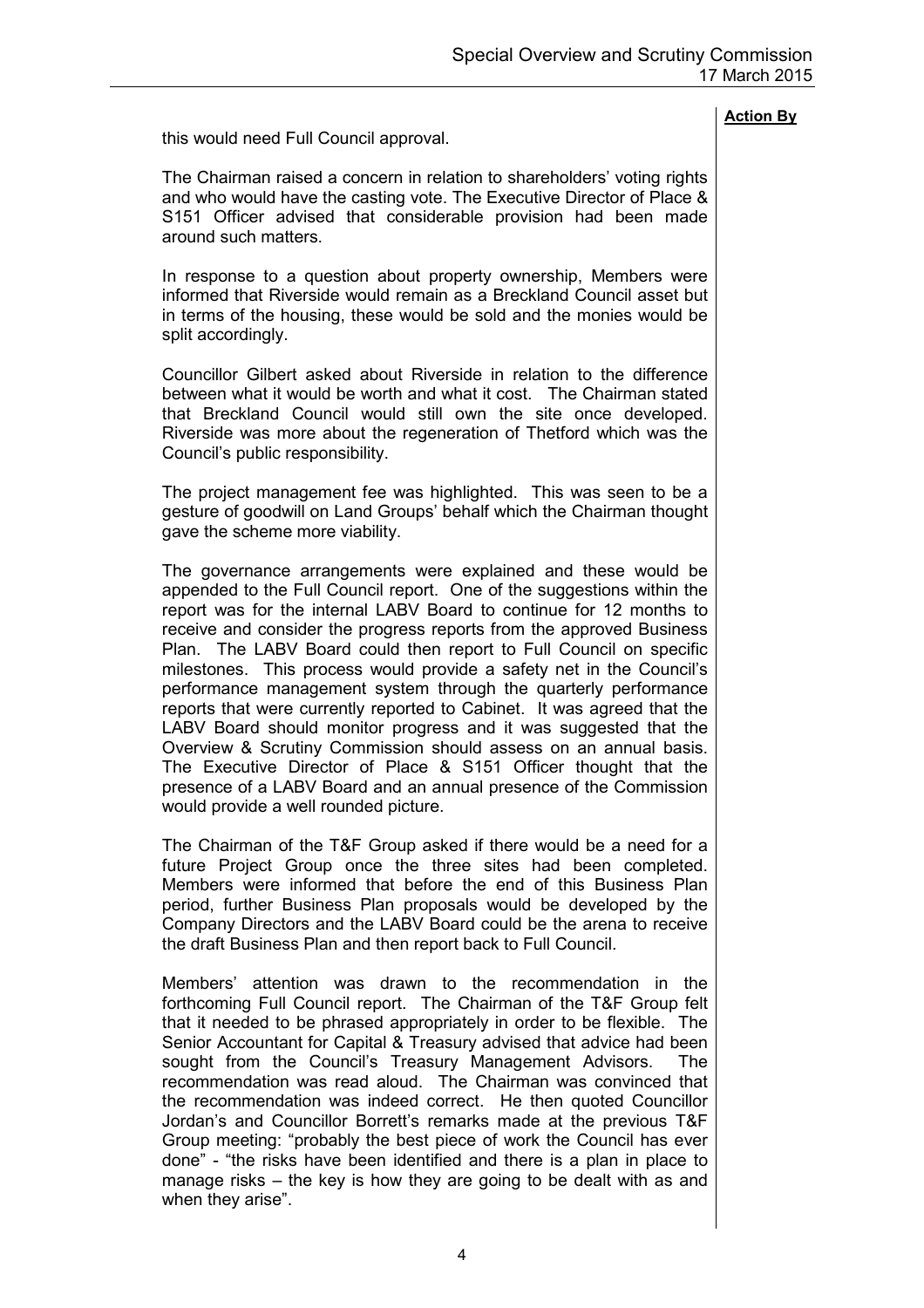**Action By**

this would need Full Council approval.

The Chairman raised a concern in relation to shareholders' voting rights and who would have the casting vote. The Executive Director of Place & S151 Officer advised that considerable provision had been made around such matters.

In response to a question about property ownership, Members were informed that Riverside would remain as a Breckland Council asset but in terms of the housing, these would be sold and the monies would be split accordingly.

Councillor Gilbert asked about Riverside in relation to the difference between what it would be worth and what it cost. The Chairman stated that Breckland Council would still own the site once developed. Riverside was more about the regeneration of Thetford which was the Council's public responsibility.

The project management fee was highlighted. This was seen to be a gesture of goodwill on Land Groups' behalf which the Chairman thought gave the scheme more viability.

The governance arrangements were explained and these would be appended to the Full Council report. One of the suggestions within the report was for the internal LABV Board to continue for 12 months to receive and consider the progress reports from the approved Business Plan. The LABV Board could then report to Full Council on specific milestones. This process would provide a safety net in the Council's performance management system through the quarterly performance reports that were currently reported to Cabinet. It was agreed that the LABV Board should monitor progress and it was suggested that the Overview & Scrutiny Commission should assess on an annual basis. The Executive Director of Place & S151 Officer thought that the presence of a LABV Board and an annual presence of the Commission would provide a well rounded picture.

The Chairman of the T&F Group asked if there would be a need for a future Project Group once the three sites had been completed. Members were informed that before the end of this Business Plan period, further Business Plan proposals would be developed by the Company Directors and the LABV Board could be the arena to receive the draft Business Plan and then report back to Full Council.

Members' attention was drawn to the recommendation in the forthcoming Full Council report. The Chairman of the T&F Group felt that it needed to be phrased appropriately in order to be flexible. The Senior Accountant for Capital & Treasury advised that advice had been sought from the Council's Treasury Management Advisors. The recommendation was read aloud. The Chairman was convinced that the recommendation was indeed correct. He then quoted Councillor Jordan's and Councillor Borrett's remarks made at the previous T&F Group meeting: "probably the best piece of work the Council has ever done" - "the risks have been identified and there is a plan in place to manage risks – the key is how they are going to be dealt with as and when they arise".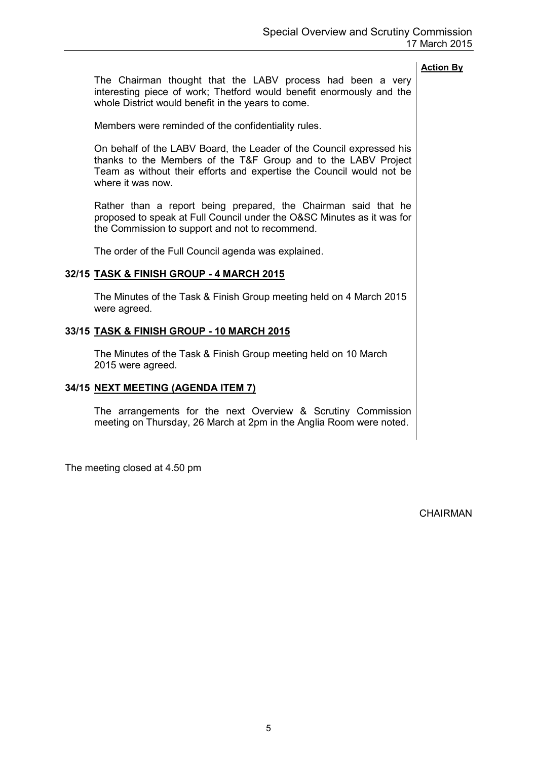**Action By**

The Chairman thought that the LABV process had been a very interesting piece of work; Thetford would benefit enormously and the whole District would benefit in the years to come.

Members were reminded of the confidentiality rules.

On behalf of the LABV Board, the Leader of the Council expressed his thanks to the Members of the T&F Group and to the LABV Project Team as without their efforts and expertise the Council would not be where it was now.

Rather than a report being prepared, the Chairman said that he proposed to speak at Full Council under the O&SC Minutes as it was for the Commission to support and not to recommend.

The order of the Full Council agenda was explained.

**32/15 TASK & FINISH GROUP - 4 MARCH 2015**

The Minutes of the Task & Finish Group meeting held on 4 March 2015 were agreed.

**33/15 TASK & FINISH GROUP - 10 MARCH 2015**

The Minutes of the Task & Finish Group meeting held on 10 March 2015 were agreed.

**34/15 NEXT MEETING (AGENDA ITEM 7)**

The arrangements for the next Overview & Scrutiny Commission meeting on Thursday, 26 March at 2pm in the Anglia Room were noted.

The meeting closed at 4.50 pm

CHAIRMAN